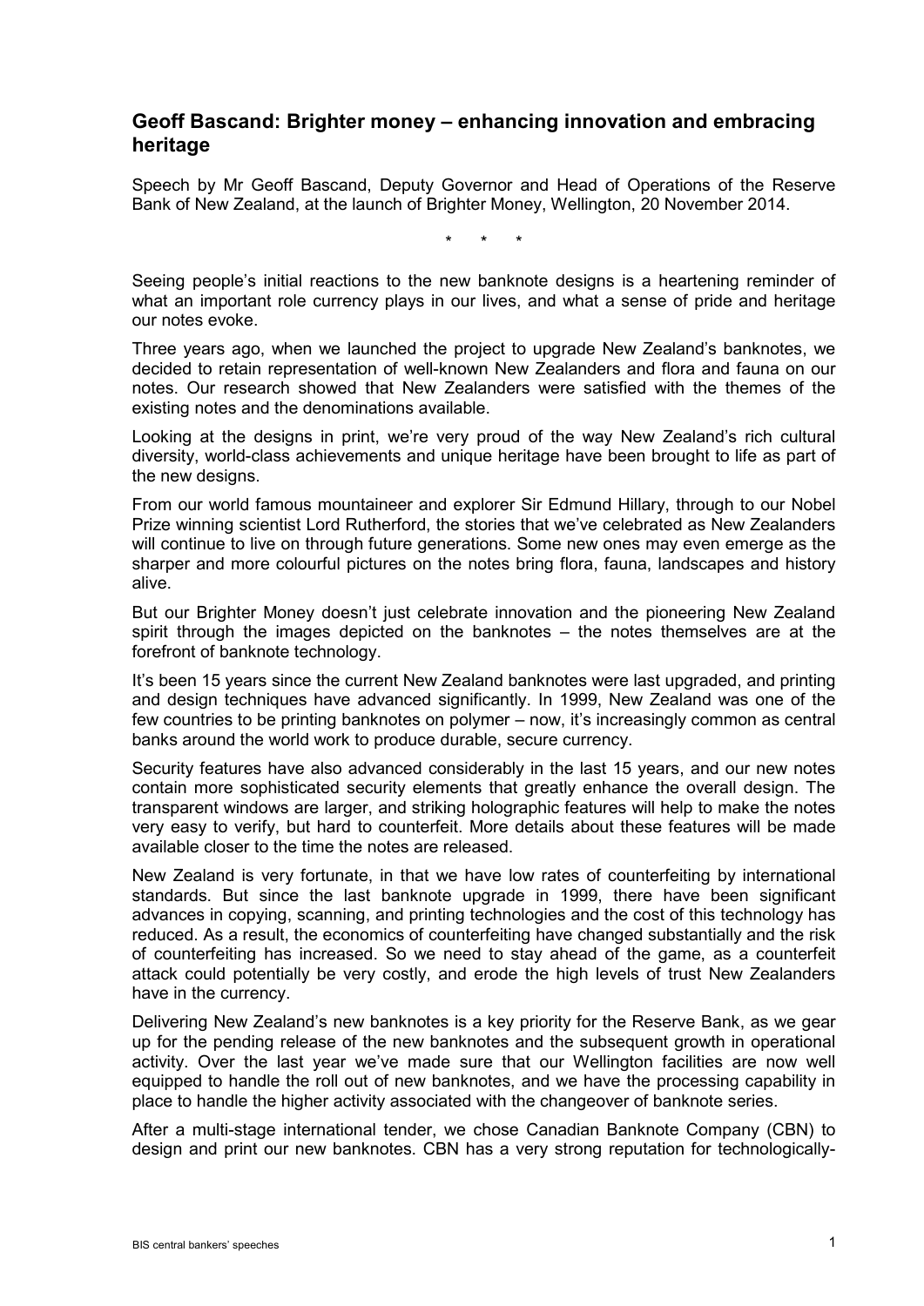## Geoff Bascand: Brighter money – enhancing innovation and embracing heritage

Speech by Mr Geoff Bascand, Deputy Governor and Head of Operations of the Reserve Bank of New Zealand, at the launch of Brighter Money, Wellington, 20 November 2014.

\* \* \*

Seeing people's initial reactions to the new banknote designs is a heartening reminder of what an important role currency plays in our lives, and what a sense of pride and heritage our notes evoke.

Three years ago, when we launched the project to upgrade New Zealand's banknotes, we decided to retain representation of well-known New Zealanders and flora and fauna on our notes. Our research showed that New Zealanders were satisfied with the themes of the existing notes and the denominations available.

Looking at the designs in print, we're very proud of the way New Zealand's rich cultural diversity, world-class achievements and unique heritage have been brought to life as part of the new designs.

From our world famous mountaineer and explorer Sir Edmund Hillary, through to our Nobel Prize winning scientist Lord Rutherford, the stories that we've celebrated as New Zealanders will continue to live on through future generations. Some new ones may even emerge as the sharper and more colourful pictures on the notes bring flora, fauna, landscapes and history alive.

But our Brighter Money doesn't just celebrate innovation and the pioneering New Zealand spirit through the images depicted on the banknotes – the notes themselves are at the forefront of banknote technology.

It's been 15 years since the current New Zealand banknotes were last upgraded, and printing and design techniques have advanced significantly. In 1999, New Zealand was one of the few countries to be printing banknotes on polymer – now, it's increasingly common as central banks around the world work to produce durable, secure currency.

Security features have also advanced considerably in the last 15 years, and our new notes contain more sophisticated security elements that greatly enhance the overall design. The transparent windows are larger, and striking holographic features will help to make the notes very easy to verify, but hard to counterfeit. More details about these features will be made available closer to the time the notes are released.

New Zealand is very fortunate, in that we have low rates of counterfeiting by international standards. But since the last banknote upgrade in 1999, there have been significant advances in copying, scanning, and printing technologies and the cost of this technology has reduced. As a result, the economics of counterfeiting have changed substantially and the risk of counterfeiting has increased. So we need to stay ahead of the game, as a counterfeit attack could potentially be very costly, and erode the high levels of trust New Zealanders have in the currency.

Delivering New Zealand's new banknotes is a key priority for the Reserve Bank, as we gear up for the pending release of the new banknotes and the subsequent growth in operational activity. Over the last year we've made sure that our Wellington facilities are now well equipped to handle the roll out of new banknotes, and we have the processing capability in place to handle the higher activity associated with the changeover of banknote series.

After a multi-stage international tender, we chose Canadian Banknote Company (CBN) to design and print our new banknotes. CBN has a very strong reputation for technologically-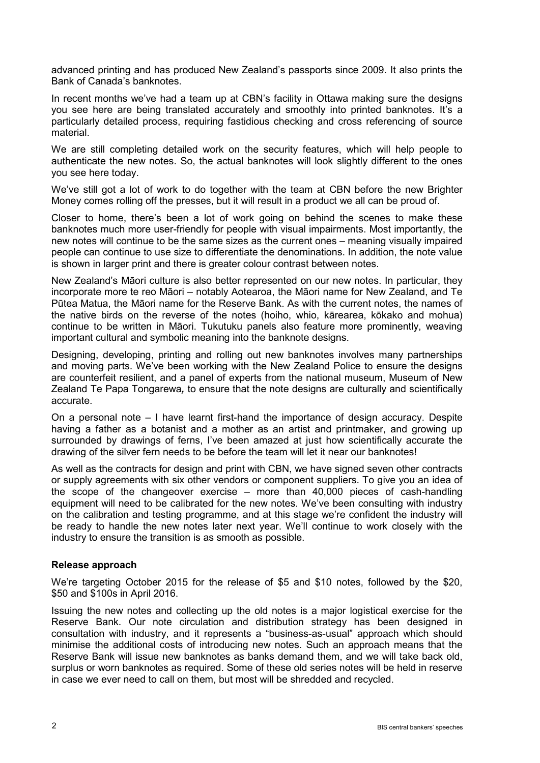advanced printing and has produced New Zealand's passports since 2009. It also prints the Bank of Canada's banknotes.

In recent months we've had a team up at CBN's facility in Ottawa making sure the designs you see here are being translated accurately and smoothly into printed banknotes. It's a particularly detailed process, requiring fastidious checking and cross referencing of source material.

We are still completing detailed work on the security features, which will help people to authenticate the new notes. So, the actual banknotes will look slightly different to the ones you see here today.

We've still got a lot of work to do together with the team at CBN before the new Brighter Money comes rolling off the presses, but it will result in a product we all can be proud of.

Closer to home, there's been a lot of work going on behind the scenes to make these banknotes much more user-friendly for people with visual impairments. Most importantly, the new notes will continue to be the same sizes as the current ones – meaning visually impaired people can continue to use size to differentiate the denominations. In addition, the note value is shown in larger print and there is greater colour contrast between notes.

New Zealand's Māori culture is also better represented on our new notes. In particular, they incorporate more te reo Māori – notably Aotearoa, the Māori name for New Zealand, and Te Pūtea Matua, the Māori name for the Reserve Bank. As with the current notes, the names of the native birds on the reverse of the notes (hoiho, whio, kārearea, kōkako and mohua) continue to be written in Māori. Tukutuku panels also feature more prominently, weaving important cultural and symbolic meaning into the banknote designs.

Designing, developing, printing and rolling out new banknotes involves many partnerships and moving parts. We've been working with the New Zealand Police to ensure the designs are counterfeit resilient, and a panel of experts from the national museum, Museum of New Zealand Te Papa Tongarewa*,* to ensure that the note designs are culturally and scientifically accurate.

On a personal note – I have learnt first-hand the importance of design accuracy. Despite having a father as a botanist and a mother as an artist and printmaker, and growing up surrounded by drawings of ferns, I've been amazed at just how scientifically accurate the drawing of the silver fern needs to be before the team will let it near our banknotes!

As well as the contracts for design and print with CBN, we have signed seven other contracts or supply agreements with six other vendors or component suppliers. To give you an idea of the scope of the changeover exercise – more than 40,000 pieces of cash-handling equipment will need to be calibrated for the new notes. We've been consulting with industry on the calibration and testing programme, and at this stage we're confident the industry will be ready to handle the new notes later next year. We'll continue to work closely with the industry to ensure the transition is as smooth as possible.

**Release approach**

We're targeting October 2015 for the release of $5 and $10 notes, followed by the $20, $50 and $100s in April 2016.

Issuing the new notes and collecting up the old notes is a major logistical exercise for the Reserve Bank. Our note circulation and distribution strategy has been designed in consultation with industry, and it represents a "business-as-usual" approach which should minimise the additional costs of introducing new notes. Such an approach means that the Reserve Bank will issue new banknotes as banks demand them, and we will take back old, surplus or worn banknotes as required. Some of these old series notes will be held in reserve in case we ever need to call on them, but most will be shredded and recycled.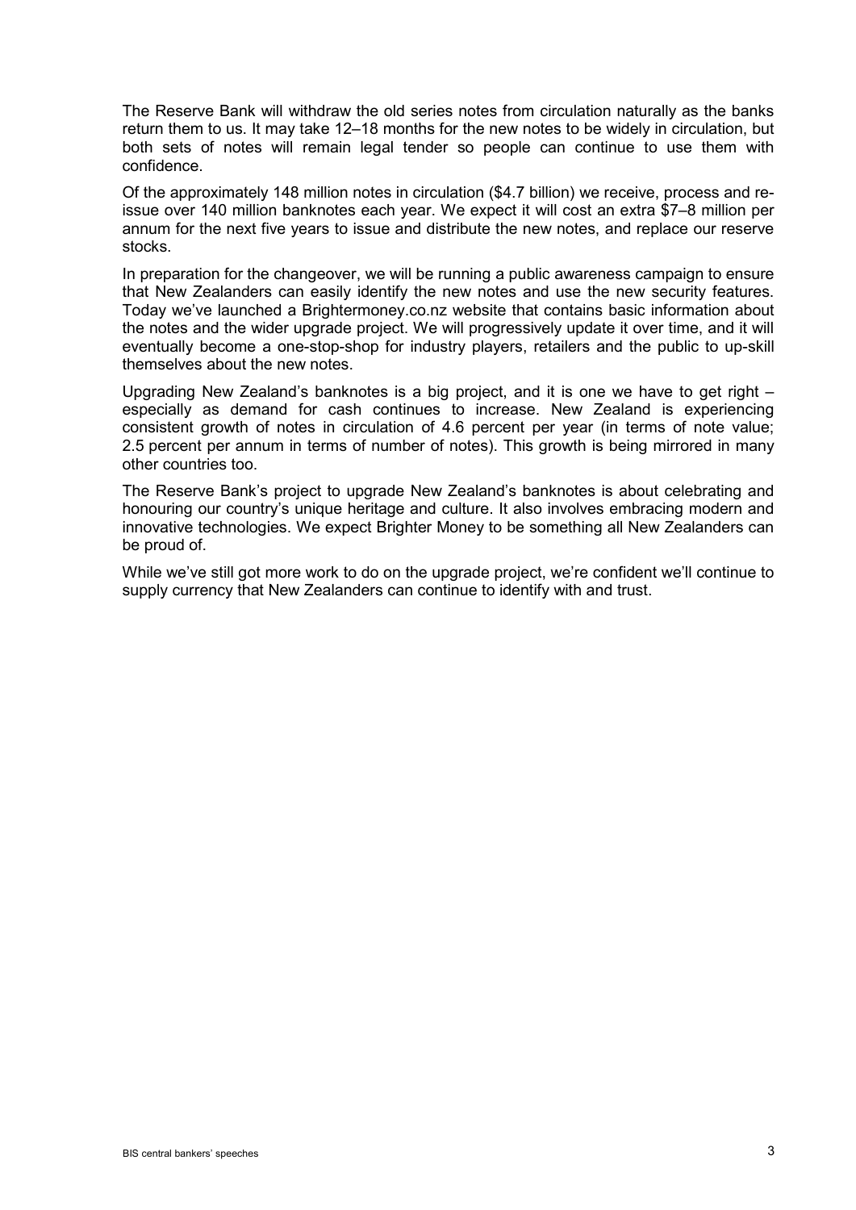The Reserve Bank will withdraw the old series notes from circulation naturally as the banks return them to us. It may take 12–18 months for the new notes to be widely in circulation, but both sets of notes will remain legal tender so people can continue to use them with confidence.

Of the approximately 148 million notes in circulation ($4.7 billion) we receive, process and re-issue over 140 million banknotes each year. We expect it will cost an extra $7–8 million per annum for the next five years to issue and distribute the new notes, and replace our reserve stocks.

In preparation for the changeover, we will be running a public awareness campaign to ensure that New Zealanders can easily identify the new notes and use the new security features. Today we've launched a Brightermoney.co.nz website that contains basic information about the notes and the wider upgrade project. We will progressively update it over time, and it will eventually become a one-stop-shop for industry players, retailers and the public to up-skill themselves about the new notes.

Upgrading New Zealand's banknotes is a big project, and it is one we have to get right – especially as demand for cash continues to increase. New Zealand is experiencing consistent growth of notes in circulation of 4.6 percent per year (in terms of note value; 2.5 percent per annum in terms of number of notes). This growth is being mirrored in many other countries too.

The Reserve Bank's project to upgrade New Zealand's banknotes is about celebrating and honouring our country's unique heritage and culture. It also involves embracing modern and innovative technologies. We expect Brighter Money to be something all New Zealanders can be proud of.

While we've still got more work to do on the upgrade project, we're confident we'll continue to supply currency that New Zealanders can continue to identify with and trust.